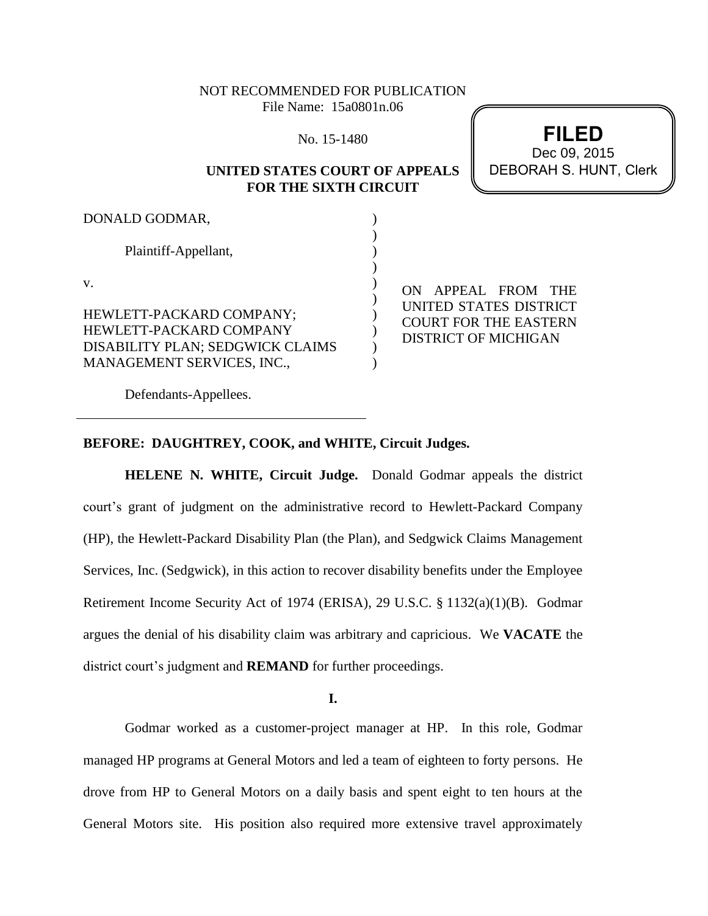NOT RECOMMENDED FOR PUBLICATION
File Name: 15a0801n.06

No. 15-1480

**FILED**
Dec 09, 2015
DEBORAH S. HUNT, Clerk

**UNITED STATES COURT OF APPEALS FOR THE SIXTH CIRCUIT**

DONALD GODMAR,

Plaintiff-Appellant,

v.

HEWLETT-PACKARD COMPANY; HEWLETT-PACKARD COMPANY DISABILITY PLAN; SEDGWICK CLAIMS MANAGEMENT SERVICES, INC.,

Defendants-Appellees.

ON APPEAL FROM THE UNITED STATES DISTRICT COURT FOR THE EASTERN DISTRICT OF MICHIGAN

**BEFORE: DAUGHTREY, COOK, and WHITE, Circuit Judges.**

**HELENE N. WHITE, Circuit Judge.** Donald Godmar appeals the district court's grant of judgment on the administrative record to Hewlett-Packard Company (HP), the Hewlett-Packard Disability Plan (the Plan), and Sedgwick Claims Management Services, Inc. (Sedgwick), in this action to recover disability benefits under the Employee Retirement Income Security Act of 1974 (ERISA), 29 U.S.C. § 1132(a)(1)(B). Godmar argues the denial of his disability claim was arbitrary and capricious. We **VACATE** the district court's judgment and **REMAND** for further proceedings.

**I.**

Godmar worked as a customer-project manager at HP. In this role, Godmar managed HP programs at General Motors and led a team of eighteen to forty persons. He drove from HP to General Motors on a daily basis and spent eight to ten hours at the General Motors site. His position also required more extensive travel approximately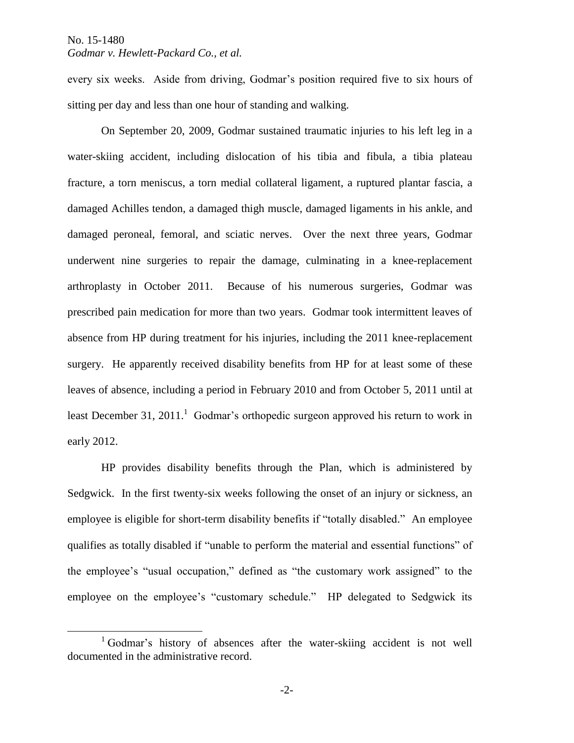every six weeks. Aside from driving, Godmar's position required five to six hours of sitting per day and less than one hour of standing and walking.

On September 20, 2009, Godmar sustained traumatic injuries to his left leg in a water-skiing accident, including dislocation of his tibia and fibula, a tibia plateau fracture, a torn meniscus, a torn medial collateral ligament, a ruptured plantar fascia, a damaged Achilles tendon, a damaged thigh muscle, damaged ligaments in his ankle, and damaged peroneal, femoral, and sciatic nerves. Over the next three years, Godmar underwent nine surgeries to repair the damage, culminating in a knee-replacement arthroplasty in October 2011. Because of his numerous surgeries, Godmar was prescribed pain medication for more than two years. Godmar took intermittent leaves of absence from HP during treatment for his injuries, including the 2011 knee-replacement surgery. He apparently received disability benefits from HP for at least some of these leaves of absence, including a period in February 2010 and from October 5, 2011 until at least December 31, 2011.[1] Godmar's orthopedic surgeon approved his return to work in early 2012.

HP provides disability benefits through the Plan, which is administered by Sedgwick. In the first twenty-six weeks following the onset of an injury or sickness, an employee is eligible for short-term disability benefits if "totally disabled." An employee qualifies as totally disabled if "unable to perform the material and essential functions" of the employee's "usual occupation," defined as "the customary work assigned" to the employee on the employee's "customary schedule." HP delegated to Sedgwick its

---

[1] Godmar's history of absences after the water-skiing accident is not well documented in the administrative record.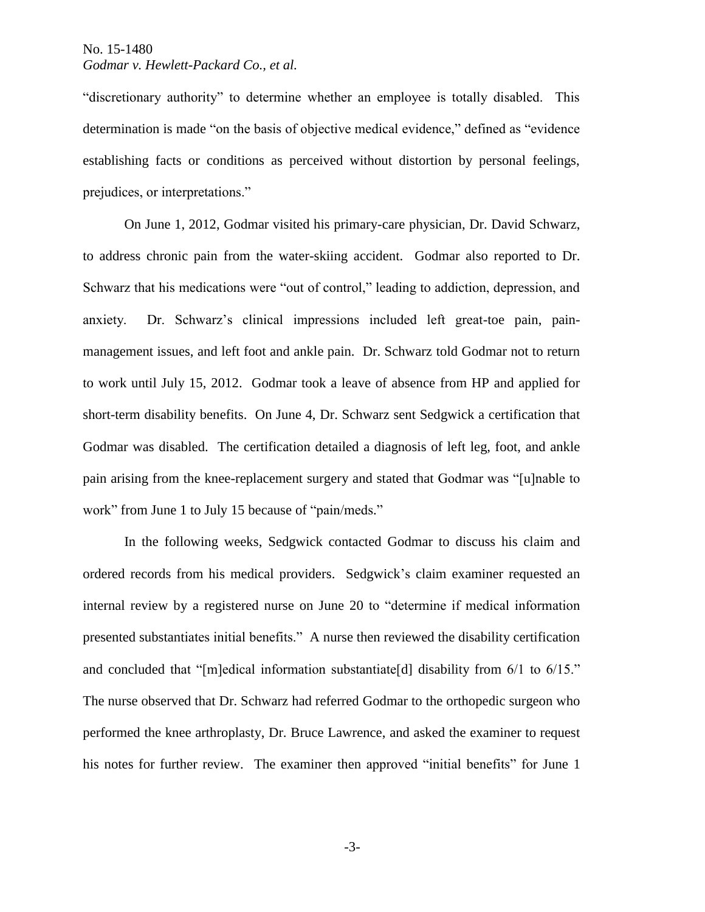"discretionary authority" to determine whether an employee is totally disabled. This determination is made "on the basis of objective medical evidence," defined as "evidence establishing facts or conditions as perceived without distortion by personal feelings, prejudices, or interpretations."

On June 1, 2012, Godmar visited his primary-care physician, Dr. David Schwarz, to address chronic pain from the water-skiing accident. Godmar also reported to Dr. Schwarz that his medications were "out of control," leading to addiction, depression, and anxiety. Dr. Schwarz's clinical impressions included left great-toe pain, pain-management issues, and left foot and ankle pain. Dr. Schwarz told Godmar not to return to work until July 15, 2012. Godmar took a leave of absence from HP and applied for short-term disability benefits. On June 4, Dr. Schwarz sent Sedgwick a certification that Godmar was disabled. The certification detailed a diagnosis of left leg, foot, and ankle pain arising from the knee-replacement surgery and stated that Godmar was "[u]nable to work" from June 1 to July 15 because of "pain/meds."

In the following weeks, Sedgwick contacted Godmar to discuss his claim and ordered records from his medical providers. Sedgwick's claim examiner requested an internal review by a registered nurse on June 20 to "determine if medical information presented substantiates initial benefits." A nurse then reviewed the disability certification and concluded that "[m]edical information substantiate[d] disability from 6/1 to 6/15." The nurse observed that Dr. Schwarz had referred Godmar to the orthopedic surgeon who performed the knee arthroplasty, Dr. Bruce Lawrence, and asked the examiner to request his notes for further review. The examiner then approved "initial benefits" for June 1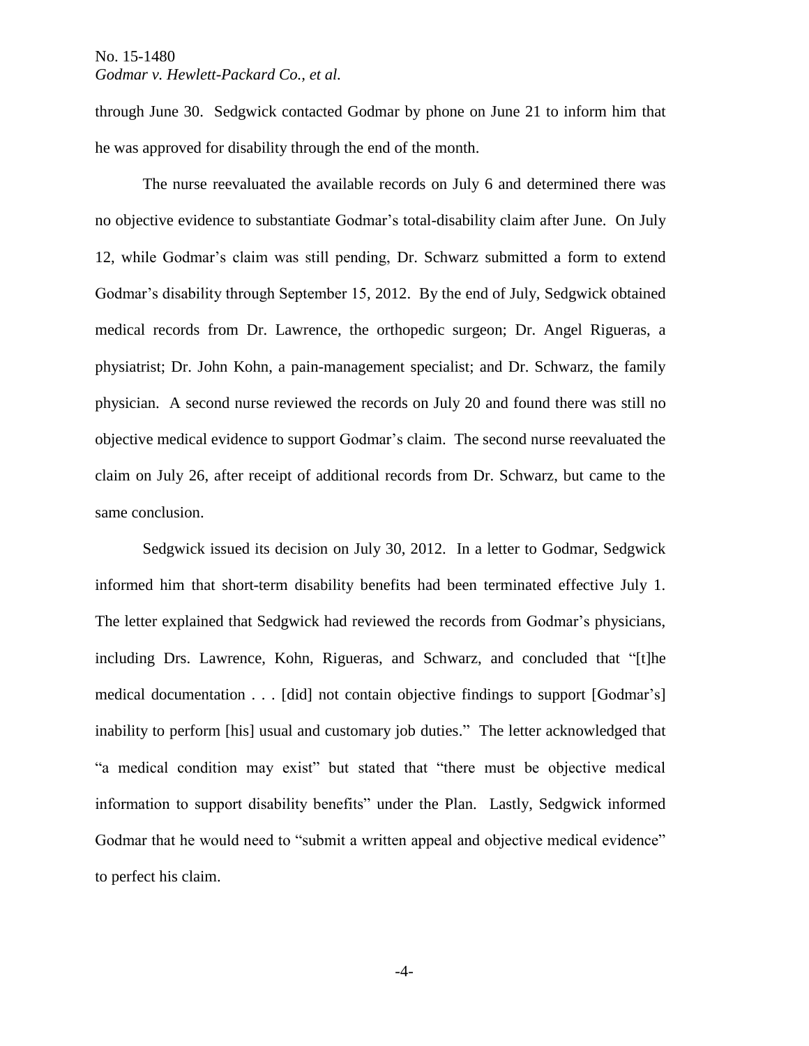through June 30. Sedgwick contacted Godmar by phone on June 21 to inform him that he was approved for disability through the end of the month.

The nurse reevaluated the available records on July 6 and determined there was no objective evidence to substantiate Godmar's total-disability claim after June. On July 12, while Godmar's claim was still pending, Dr. Schwarz submitted a form to extend Godmar's disability through September 15, 2012. By the end of July, Sedgwick obtained medical records from Dr. Lawrence, the orthopedic surgeon; Dr. Angel Rigueras, a physiatrist; Dr. John Kohn, a pain-management specialist; and Dr. Schwarz, the family physician. A second nurse reviewed the records on July 20 and found there was still no objective medical evidence to support Godmar's claim. The second nurse reevaluated the claim on July 26, after receipt of additional records from Dr. Schwarz, but came to the same conclusion.

Sedgwick issued its decision on July 30, 2012. In a letter to Godmar, Sedgwick informed him that short-term disability benefits had been terminated effective July 1. The letter explained that Sedgwick had reviewed the records from Godmar's physicians, including Drs. Lawrence, Kohn, Rigueras, and Schwarz, and concluded that "[t]he medical documentation . . . [did] not contain objective findings to support [Godmar's] inability to perform [his] usual and customary job duties." The letter acknowledged that "a medical condition may exist" but stated that "there must be objective medical information to support disability benefits" under the Plan. Lastly, Sedgwick informed Godmar that he would need to "submit a written appeal and objective medical evidence" to perfect his claim.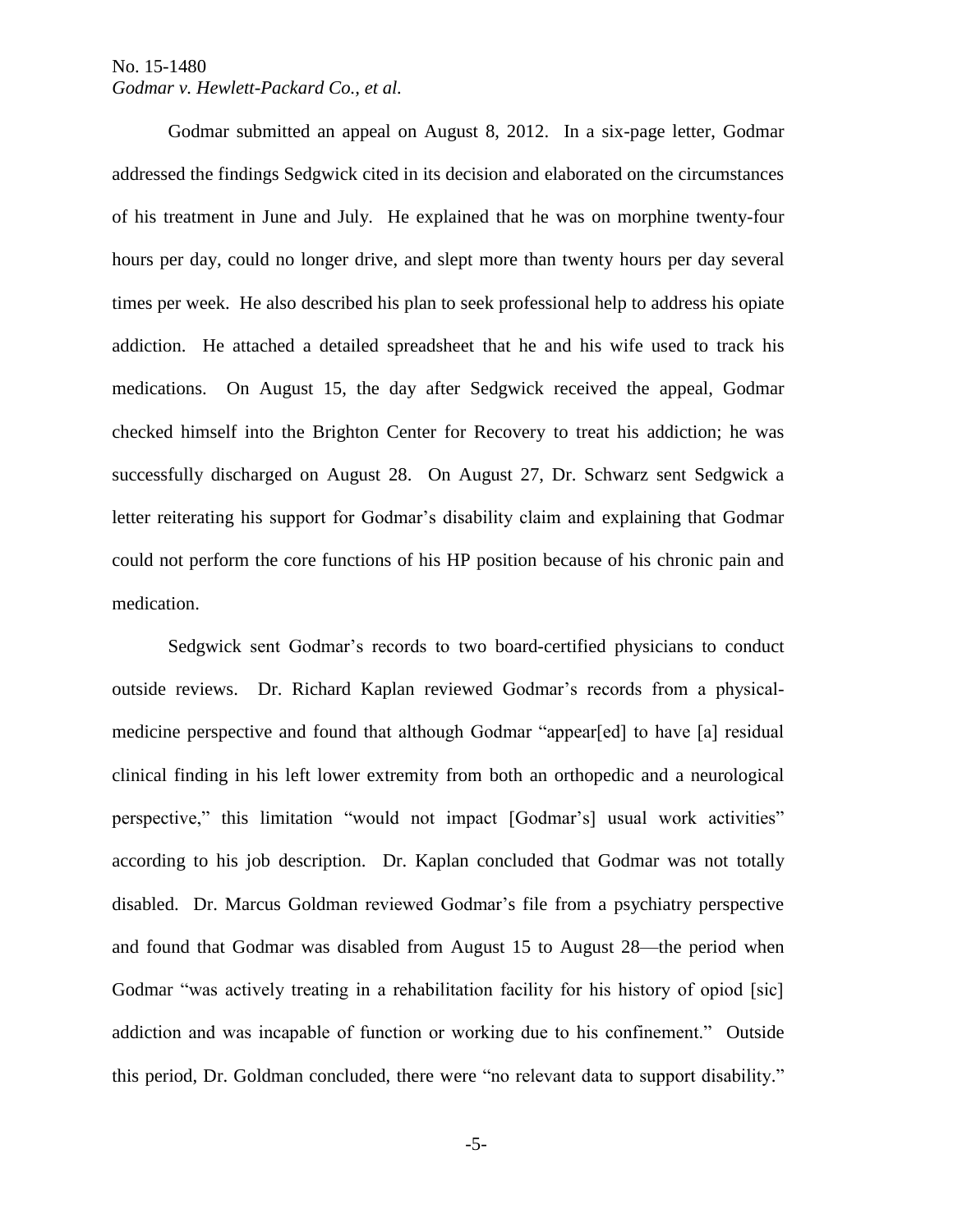Godmar submitted an appeal on August 8, 2012. In a six-page letter, Godmar addressed the findings Sedgwick cited in its decision and elaborated on the circumstances of his treatment in June and July. He explained that he was on morphine twenty-four hours per day, could no longer drive, and slept more than twenty hours per day several times per week. He also described his plan to seek professional help to address his opiate addiction. He attached a detailed spreadsheet that he and his wife used to track his medications. On August 15, the day after Sedgwick received the appeal, Godmar checked himself into the Brighton Center for Recovery to treat his addiction; he was successfully discharged on August 28. On August 27, Dr. Schwarz sent Sedgwick a letter reiterating his support for Godmar's disability claim and explaining that Godmar could not perform the core functions of his HP position because of his chronic pain and medication.

Sedgwick sent Godmar's records to two board-certified physicians to conduct outside reviews. Dr. Richard Kaplan reviewed Godmar's records from a physical-medicine perspective and found that although Godmar "appear[ed] to have [a] residual clinical finding in his left lower extremity from both an orthopedic and a neurological perspective," this limitation "would not impact [Godmar's] usual work activities" according to his job description. Dr. Kaplan concluded that Godmar was not totally disabled. Dr. Marcus Goldman reviewed Godmar's file from a psychiatry perspective and found that Godmar was disabled from August 15 to August 28—the period when Godmar "was actively treating in a rehabilitation facility for his history of opiod [sic] addiction and was incapable of function or working due to his confinement." Outside this period, Dr. Goldman concluded, there were "no relevant data to support disability."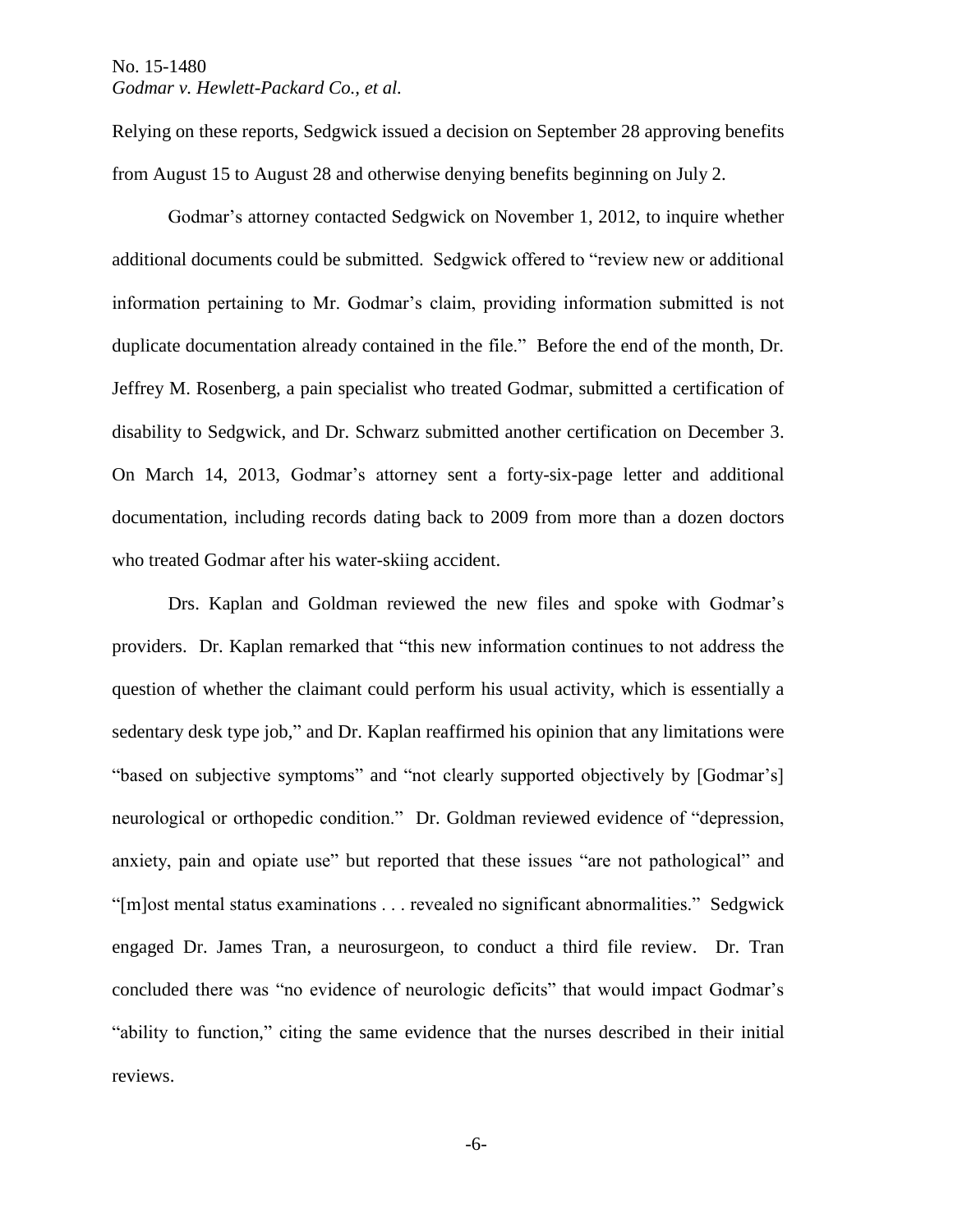Relying on these reports, Sedgwick issued a decision on September 28 approving benefits from August 15 to August 28 and otherwise denying benefits beginning on July 2.

Godmar's attorney contacted Sedgwick on November 1, 2012, to inquire whether additional documents could be submitted. Sedgwick offered to "review new or additional information pertaining to Mr. Godmar's claim, providing information submitted is not duplicate documentation already contained in the file." Before the end of the month, Dr. Jeffrey M. Rosenberg, a pain specialist who treated Godmar, submitted a certification of disability to Sedgwick, and Dr. Schwarz submitted another certification on December 3. On March 14, 2013, Godmar's attorney sent a forty-six-page letter and additional documentation, including records dating back to 2009 from more than a dozen doctors who treated Godmar after his water-skiing accident.

Drs. Kaplan and Goldman reviewed the new files and spoke with Godmar's providers. Dr. Kaplan remarked that "this new information continues to not address the question of whether the claimant could perform his usual activity, which is essentially a sedentary desk type job," and Dr. Kaplan reaffirmed his opinion that any limitations were "based on subjective symptoms" and "not clearly supported objectively by [Godmar's] neurological or orthopedic condition." Dr. Goldman reviewed evidence of "depression, anxiety, pain and opiate use" but reported that these issues "are not pathological" and "[m]ost mental status examinations . . . revealed no significant abnormalities." Sedgwick engaged Dr. James Tran, a neurosurgeon, to conduct a third file review. Dr. Tran concluded there was "no evidence of neurologic deficits" that would impact Godmar's "ability to function," citing the same evidence that the nurses described in their initial reviews.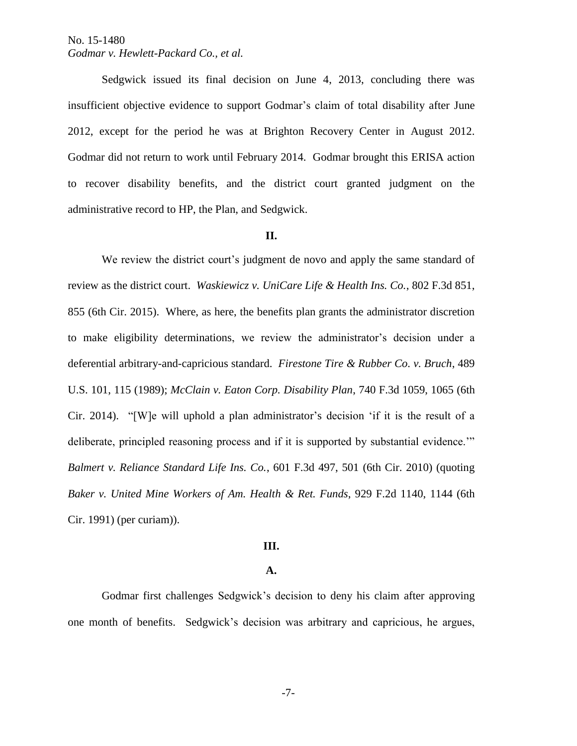Sedgwick issued its final decision on June 4, 2013, concluding there was insufficient objective evidence to support Godmar's claim of total disability after June 2012, except for the period he was at Brighton Recovery Center in August 2012. Godmar did not return to work until February 2014. Godmar brought this ERISA action to recover disability benefits, and the district court granted judgment on the administrative record to HP, the Plan, and Sedgwick.

## II.

We review the district court's judgment de novo and apply the same standard of review as the district court. *Waskiewicz v. UniCare Life & Health Ins. Co.*, 802 F.3d 851, 855 (6th Cir. 2015). Where, as here, the benefits plan grants the administrator discretion to make eligibility determinations, we review the administrator's decision under a deferential arbitrary-and-capricious standard. *Firestone Tire & Rubber Co. v. Bruch*, 489 U.S. 101, 115 (1989); *McClain v. Eaton Corp. Disability Plan*, 740 F.3d 1059, 1065 (6th Cir. 2014). "[W]e will uphold a plan administrator's decision 'if it is the result of a deliberate, principled reasoning process and if it is supported by substantial evidence.'" *Balmert v. Reliance Standard Life Ins. Co.*, 601 F.3d 497, 501 (6th Cir. 2010) (quoting *Baker v. United Mine Workers of Am. Health & Ret. Funds*, 929 F.2d 1140, 1144 (6th Cir. 1991) (per curiam)).

## III.

### A.

Godmar first challenges Sedgwick's decision to deny his claim after approving one month of benefits. Sedgwick's decision was arbitrary and capricious, he argues,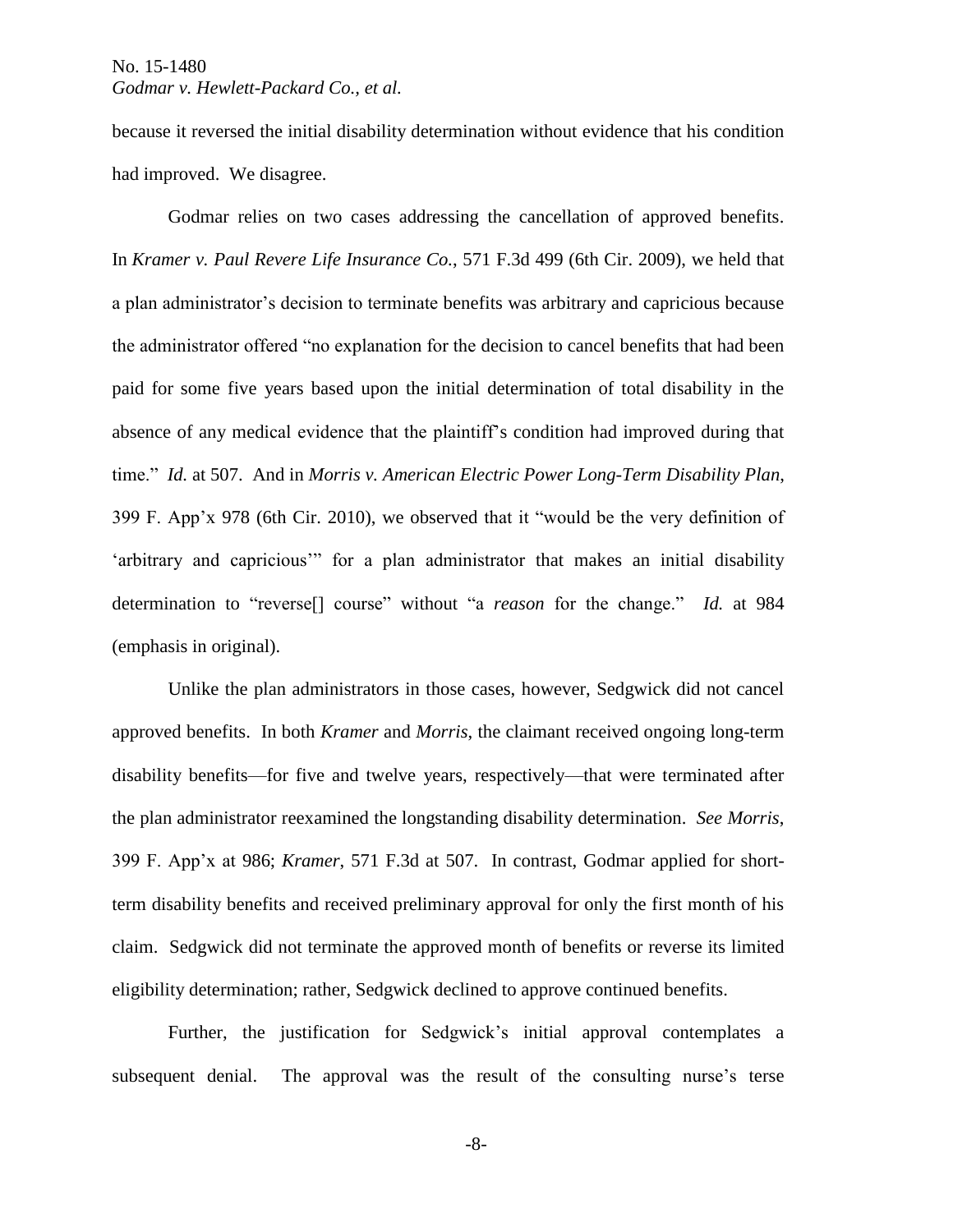because it reversed the initial disability determination without evidence that his condition had improved. We disagree.

Godmar relies on two cases addressing the cancellation of approved benefits. In *Kramer v. Paul Revere Life Insurance Co.*, 571 F.3d 499 (6th Cir. 2009), we held that a plan administrator's decision to terminate benefits was arbitrary and capricious because the administrator offered "no explanation for the decision to cancel benefits that had been paid for some five years based upon the initial determination of total disability in the absence of any medical evidence that the plaintiff's condition had improved during that time." *Id.* at 507. And in *Morris v. American Electric Power Long-Term Disability Plan*, 399 F. App'x 978 (6th Cir. 2010), we observed that it "would be the very definition of 'arbitrary and capricious'" for a plan administrator that makes an initial disability determination to "reverse[] course" without "a *reason* for the change." *Id.* at 984 (emphasis in original).

Unlike the plan administrators in those cases, however, Sedgwick did not cancel approved benefits. In both *Kramer* and *Morris*, the claimant received ongoing long-term disability benefits—for five and twelve years, respectively—that were terminated after the plan administrator reexamined the longstanding disability determination. *See Morris*, 399 F. App'x at 986; *Kramer*, 571 F.3d at 507. In contrast, Godmar applied for short-term disability benefits and received preliminary approval for only the first month of his claim. Sedgwick did not terminate the approved month of benefits or reverse its limited eligibility determination; rather, Sedgwick declined to approve continued benefits.

Further, the justification for Sedgwick's initial approval contemplates a subsequent denial. The approval was the result of the consulting nurse's terse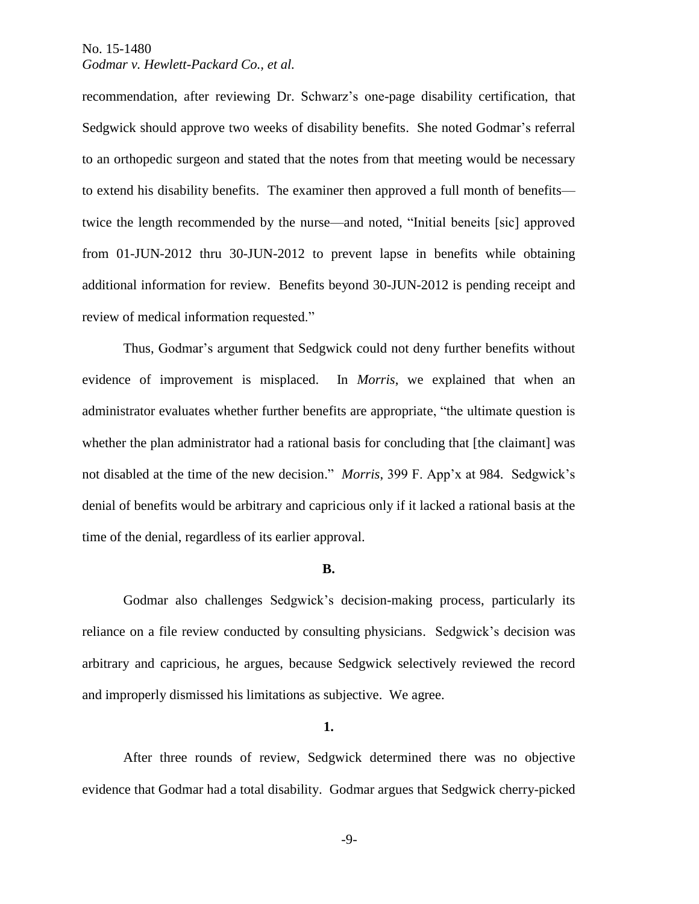recommendation, after reviewing Dr. Schwarz's one-page disability certification, that Sedgwick should approve two weeks of disability benefits. She noted Godmar's referral to an orthopedic surgeon and stated that the notes from that meeting would be necessary to extend his disability benefits. The examiner then approved a full month of benefits—twice the length recommended by the nurse—and noted, "Initial beneits [sic] approved from 01-JUN-2012 thru 30-JUN-2012 to prevent lapse in benefits while obtaining additional information for review. Benefits beyond 30-JUN-2012 is pending receipt and review of medical information requested."

Thus, Godmar's argument that Sedgwick could not deny further benefits without evidence of improvement is misplaced. In *Morris*, we explained that when an administrator evaluates whether further benefits are appropriate, "the ultimate question is whether the plan administrator had a rational basis for concluding that [the claimant] was not disabled at the time of the new decision." *Morris*, 399 F. App'x at 984. Sedgwick's denial of benefits would be arbitrary and capricious only if it lacked a rational basis at the time of the denial, regardless of its earlier approval.

**B.**

Godmar also challenges Sedgwick's decision-making process, particularly its reliance on a file review conducted by consulting physicians. Sedgwick's decision was arbitrary and capricious, he argues, because Sedgwick selectively reviewed the record and improperly dismissed his limitations as subjective. We agree.

**1.**

After three rounds of review, Sedgwick determined there was no objective evidence that Godmar had a total disability. Godmar argues that Sedgwick cherry-picked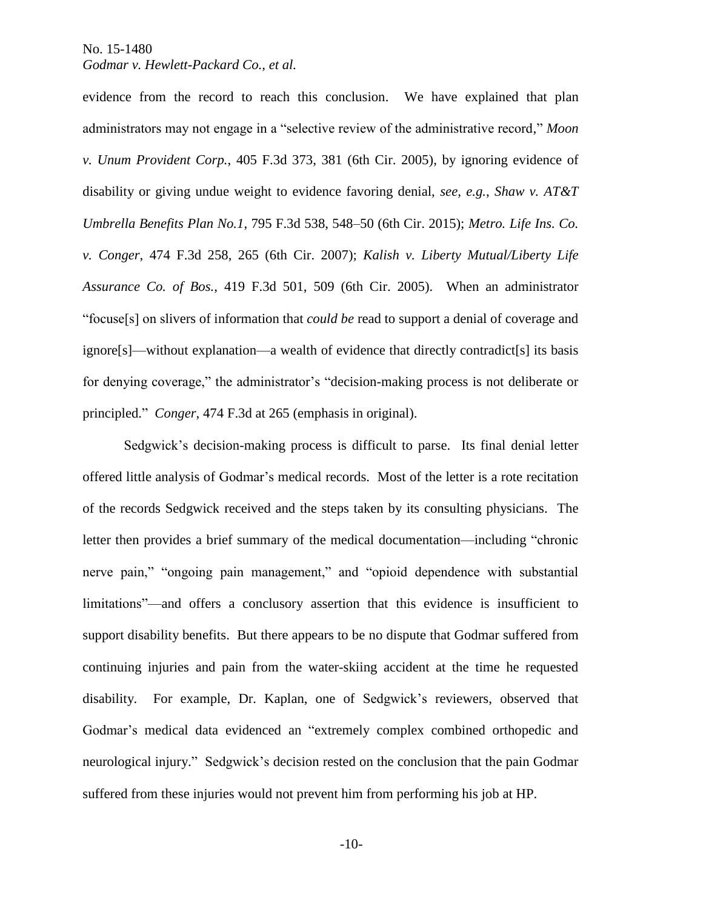evidence from the record to reach this conclusion. We have explained that plan administrators may not engage in a "selective review of the administrative record," *Moon v. Unum Provident Corp.*, 405 F.3d 373, 381 (6th Cir. 2005), by ignoring evidence of disability or giving undue weight to evidence favoring denial, *see, e.g.*, *Shaw v. AT&T Umbrella Benefits Plan No.1*, 795 F.3d 538, 548–50 (6th Cir. 2015); *Metro. Life Ins. Co. v. Conger*, 474 F.3d 258, 265 (6th Cir. 2007); *Kalish v. Liberty Mutual/Liberty Life Assurance Co. of Bos.*, 419 F.3d 501, 509 (6th Cir. 2005). When an administrator "focuse[s] on slivers of information that *could be* read to support a denial of coverage and ignore[s]—without explanation—a wealth of evidence that directly contradict[s] its basis for denying coverage," the administrator's "decision-making process is not deliberate or principled." *Conger*, 474 F.3d at 265 (emphasis in original).

Sedgwick's decision-making process is difficult to parse. Its final denial letter offered little analysis of Godmar's medical records. Most of the letter is a rote recitation of the records Sedgwick received and the steps taken by its consulting physicians. The letter then provides a brief summary of the medical documentation—including "chronic nerve pain," "ongoing pain management," and "opioid dependence with substantial limitations"—and offers a conclusory assertion that this evidence is insufficient to support disability benefits. But there appears to be no dispute that Godmar suffered from continuing injuries and pain from the water-skiing accident at the time he requested disability. For example, Dr. Kaplan, one of Sedgwick's reviewers, observed that Godmar's medical data evidenced an "extremely complex combined orthopedic and neurological injury." Sedgwick's decision rested on the conclusion that the pain Godmar suffered from these injuries would not prevent him from performing his job at HP.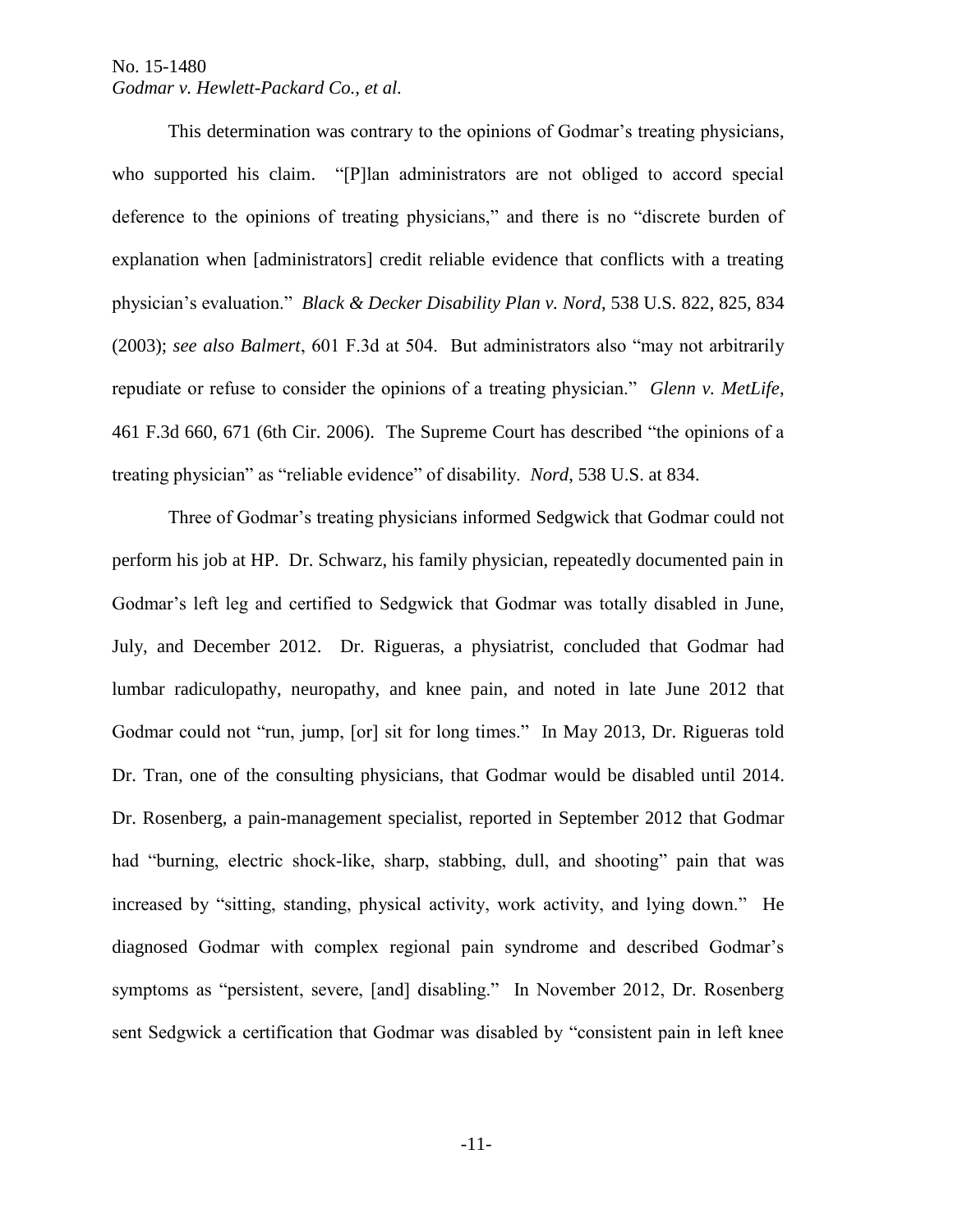This determination was contrary to the opinions of Godmar's treating physicians, who supported his claim. "[P]lan administrators are not obliged to accord special deference to the opinions of treating physicians," and there is no "discrete burden of explanation when [administrators] credit reliable evidence that conflicts with a treating physician's evaluation." *Black & Decker Disability Plan v. Nord*, 538 U.S. 822, 825, 834 (2003); *see also Balmert*, 601 F.3d at 504. But administrators also "may not arbitrarily repudiate or refuse to consider the opinions of a treating physician." *Glenn v. MetLife*, 461 F.3d 660, 671 (6th Cir. 2006). The Supreme Court has described "the opinions of a treating physician" as "reliable evidence" of disability. *Nord*, 538 U.S. at 834.

Three of Godmar's treating physicians informed Sedgwick that Godmar could not perform his job at HP. Dr. Schwarz, his family physician, repeatedly documented pain in Godmar's left leg and certified to Sedgwick that Godmar was totally disabled in June, July, and December 2012. Dr. Rigueras, a physiatrist, concluded that Godmar had lumbar radiculopathy, neuropathy, and knee pain, and noted in late June 2012 that Godmar could not "run, jump, [or] sit for long times." In May 2013, Dr. Rigueras told Dr. Tran, one of the consulting physicians, that Godmar would be disabled until 2014. Dr. Rosenberg, a pain-management specialist, reported in September 2012 that Godmar had "burning, electric shock-like, sharp, stabbing, dull, and shooting" pain that was increased by "sitting, standing, physical activity, work activity, and lying down." He diagnosed Godmar with complex regional pain syndrome and described Godmar's symptoms as "persistent, severe, [and] disabling." In November 2012, Dr. Rosenberg sent Sedgwick a certification that Godmar was disabled by "consistent pain in left knee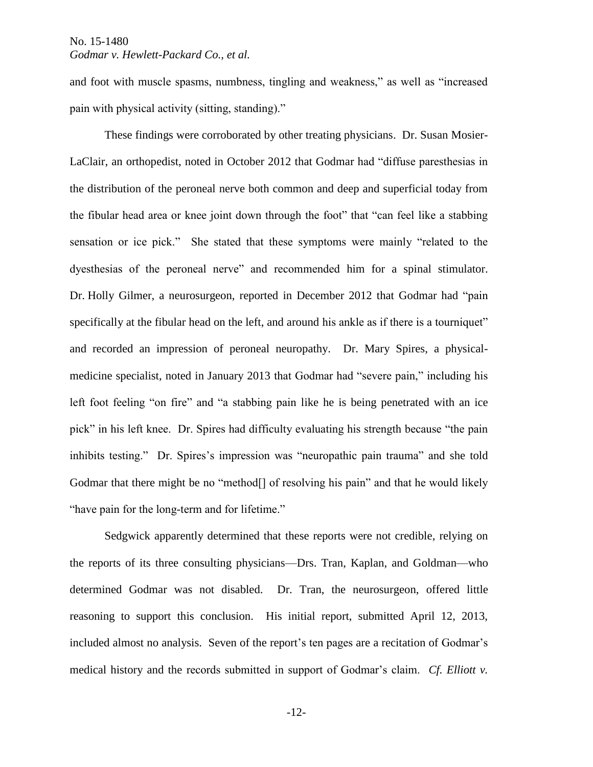and foot with muscle spasms, numbness, tingling and weakness," as well as "increased pain with physical activity (sitting, standing)."

These findings were corroborated by other treating physicians. Dr. Susan Mosier-LaClair, an orthopedist, noted in October 2012 that Godmar had "diffuse paresthesias in the distribution of the peroneal nerve both common and deep and superficial today from the fibular head area or knee joint down through the foot" that "can feel like a stabbing sensation or ice pick." She stated that these symptoms were mainly "related to the dyesthesias of the peroneal nerve" and recommended him for a spinal stimulator. Dr. Holly Gilmer, a neurosurgeon, reported in December 2012 that Godmar had "pain specifically at the fibular head on the left, and around his ankle as if there is a tourniquet" and recorded an impression of peroneal neuropathy. Dr. Mary Spires, a physical-medicine specialist, noted in January 2013 that Godmar had "severe pain," including his left foot feeling "on fire" and "a stabbing pain like he is being penetrated with an ice pick" in his left knee. Dr. Spires had difficulty evaluating his strength because "the pain inhibits testing." Dr. Spires's impression was "neuropathic pain trauma" and she told Godmar that there might be no "method[] of resolving his pain" and that he would likely "have pain for the long-term and for lifetime."

Sedgwick apparently determined that these reports were not credible, relying on the reports of its three consulting physicians—Drs. Tran, Kaplan, and Goldman—who determined Godmar was not disabled. Dr. Tran, the neurosurgeon, offered little reasoning to support this conclusion. His initial report, submitted April 12, 2013, included almost no analysis. Seven of the report's ten pages are a recitation of Godmar's medical history and the records submitted in support of Godmar's claim. *Cf. Elliott v.*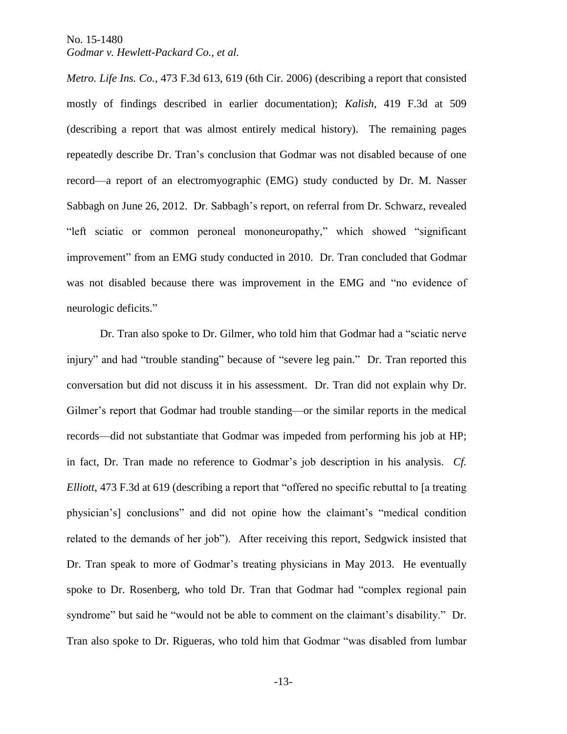*Metro. Life Ins. Co.*, 473 F.3d 613, 619 (6th Cir. 2006) (describing a report that consisted mostly of findings described in earlier documentation); *Kalish*, 419 F.3d at 509 (describing a report that was almost entirely medical history). The remaining pages repeatedly describe Dr. Tran's conclusion that Godmar was not disabled because of one record—a report of an electromyographic (EMG) study conducted by Dr. M. Nasser Sabbagh on June 26, 2012. Dr. Sabbagh's report, on referral from Dr. Schwarz, revealed "left sciatic or common peroneal mononeuropathy," which showed "significant improvement" from an EMG study conducted in 2010. Dr. Tran concluded that Godmar was not disabled because there was improvement in the EMG and "no evidence of neurologic deficits."

Dr. Tran also spoke to Dr. Gilmer, who told him that Godmar had a "sciatic nerve injury" and had "trouble standing" because of "severe leg pain." Dr. Tran reported this conversation but did not discuss it in his assessment. Dr. Tran did not explain why Dr. Gilmer's report that Godmar had trouble standing—or the similar reports in the medical records—did not substantiate that Godmar was impeded from performing his job at HP; in fact, Dr. Tran made no reference to Godmar's job description in his analysis. *Cf. Elliott*, 473 F.3d at 619 (describing a report that "offered no specific rebuttal to [a treating physician's] conclusions" and did not opine how the claimant's "medical condition related to the demands of her job"). After receiving this report, Sedgwick insisted that Dr. Tran speak to more of Godmar's treating physicians in May 2013. He eventually spoke to Dr. Rosenberg, who told Dr. Tran that Godmar had "complex regional pain syndrome" but said he "would not be able to comment on the claimant's disability." Dr. Tran also spoke to Dr. Rigueras, who told him that Godmar "was disabled from lumbar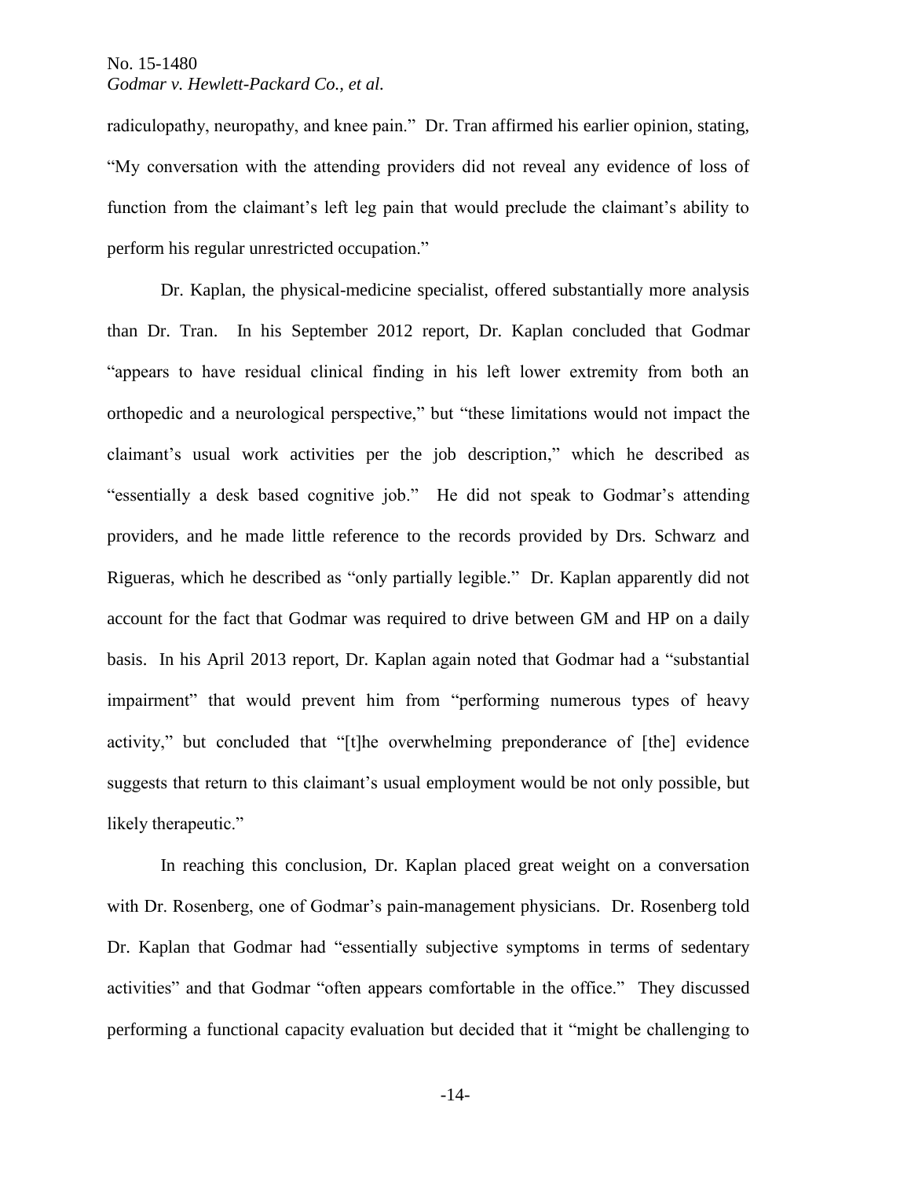radiculopathy, neuropathy, and knee pain." Dr. Tran affirmed his earlier opinion, stating, "My conversation with the attending providers did not reveal any evidence of loss of function from the claimant's left leg pain that would preclude the claimant's ability to perform his regular unrestricted occupation."

Dr. Kaplan, the physical-medicine specialist, offered substantially more analysis than Dr. Tran. In his September 2012 report, Dr. Kaplan concluded that Godmar "appears to have residual clinical finding in his left lower extremity from both an orthopedic and a neurological perspective," but "these limitations would not impact the claimant's usual work activities per the job description," which he described as "essentially a desk based cognitive job." He did not speak to Godmar's attending providers, and he made little reference to the records provided by Drs. Schwarz and Rigueras, which he described as "only partially legible." Dr. Kaplan apparently did not account for the fact that Godmar was required to drive between GM and HP on a daily basis. In his April 2013 report, Dr. Kaplan again noted that Godmar had a "substantial impairment" that would prevent him from "performing numerous types of heavy activity," but concluded that "[t]he overwhelming preponderance of [the] evidence suggests that return to this claimant's usual employment would be not only possible, but likely therapeutic."

In reaching this conclusion, Dr. Kaplan placed great weight on a conversation with Dr. Rosenberg, one of Godmar's pain-management physicians. Dr. Rosenberg told Dr. Kaplan that Godmar had "essentially subjective symptoms in terms of sedentary activities" and that Godmar "often appears comfortable in the office." They discussed performing a functional capacity evaluation but decided that it "might be challenging to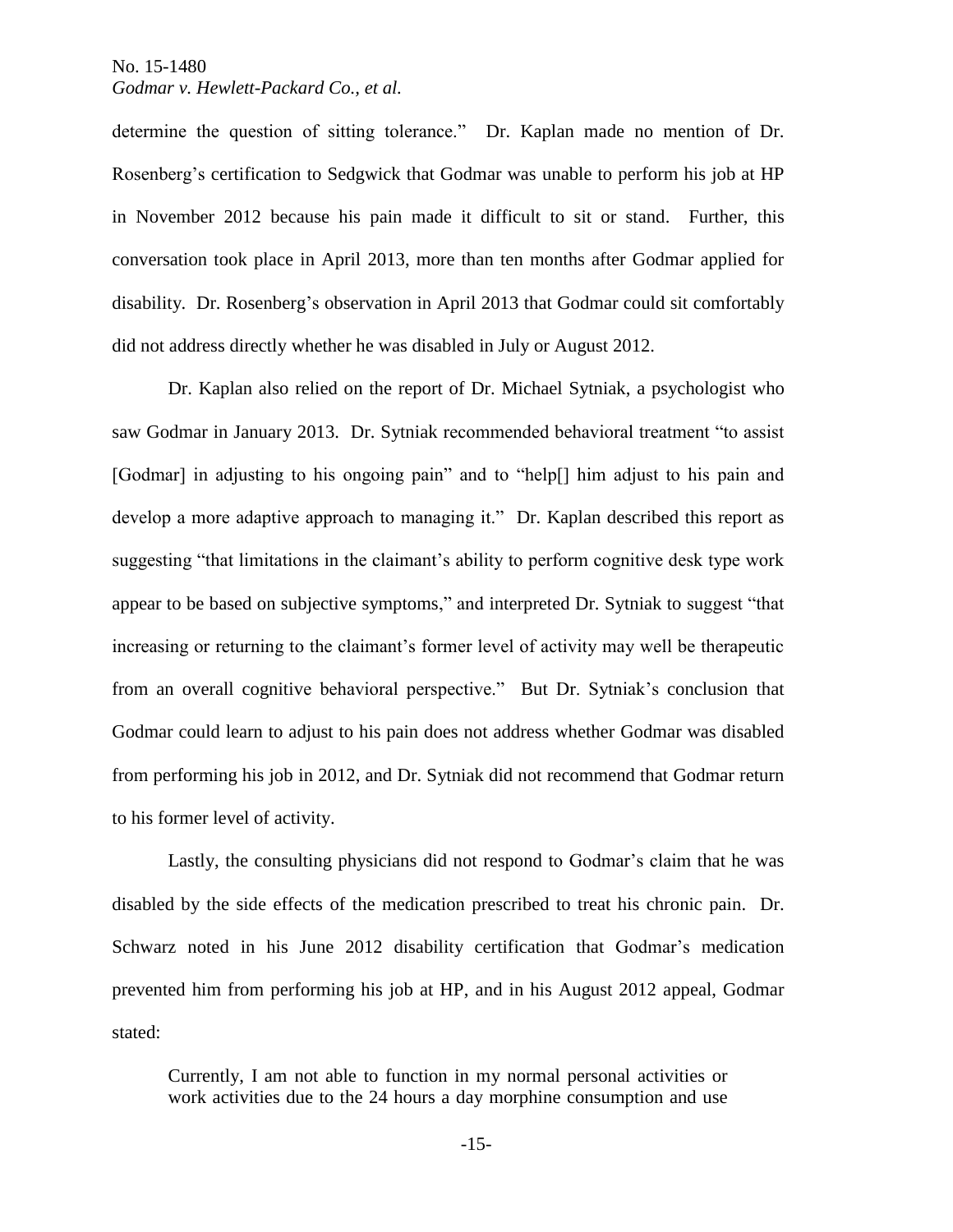determine the question of sitting tolerance." Dr. Kaplan made no mention of Dr. Rosenberg's certification to Sedgwick that Godmar was unable to perform his job at HP in November 2012 because his pain made it difficult to sit or stand. Further, this conversation took place in April 2013, more than ten months after Godmar applied for disability. Dr. Rosenberg's observation in April 2013 that Godmar could sit comfortably did not address directly whether he was disabled in July or August 2012.

Dr. Kaplan also relied on the report of Dr. Michael Sytniak, a psychologist who saw Godmar in January 2013. Dr. Sytniak recommended behavioral treatment "to assist [Godmar] in adjusting to his ongoing pain" and to "help[] him adjust to his pain and develop a more adaptive approach to managing it." Dr. Kaplan described this report as suggesting "that limitations in the claimant's ability to perform cognitive desk type work appear to be based on subjective symptoms," and interpreted Dr. Sytniak to suggest "that increasing or returning to the claimant's former level of activity may well be therapeutic from an overall cognitive behavioral perspective." But Dr. Sytniak's conclusion that Godmar could learn to adjust to his pain does not address whether Godmar was disabled from performing his job in 2012, and Dr. Sytniak did not recommend that Godmar return to his former level of activity.

Lastly, the consulting physicians did not respond to Godmar's claim that he was disabled by the side effects of the medication prescribed to treat his chronic pain. Dr. Schwarz noted in his June 2012 disability certification that Godmar's medication prevented him from performing his job at HP, and in his August 2012 appeal, Godmar stated:

> Currently, I am not able to function in my normal personal activities or work activities due to the 24 hours a day morphine consumption and use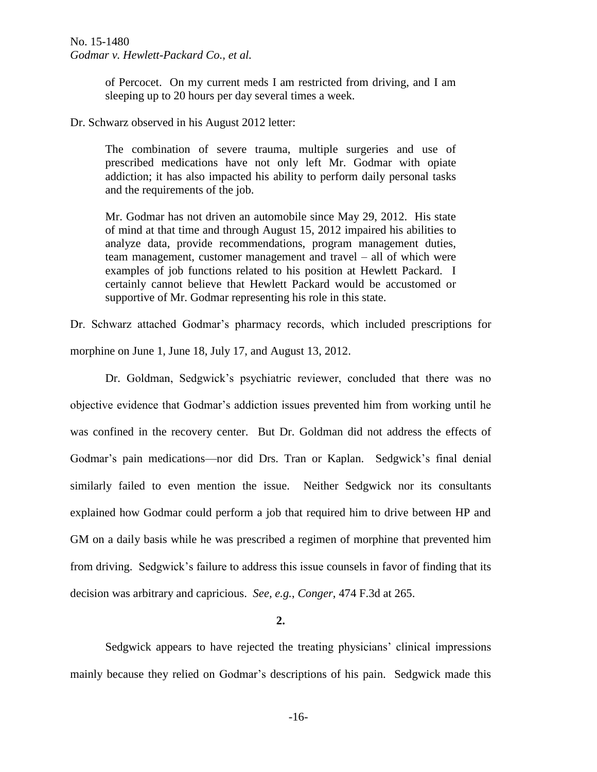> of Percocet. On my current meds I am restricted from driving, and I am sleeping up to 20 hours per day several times a week.

Dr. Schwarz observed in his August 2012 letter:

> The combination of severe trauma, multiple surgeries and use of prescribed medications have not only left Mr. Godmar with opiate addiction; it has also impacted his ability to perform daily personal tasks and the requirements of the job.
>
> Mr. Godmar has not driven an automobile since May 29, 2012. His state of mind at that time and through August 15, 2012 impaired his abilities to analyze data, provide recommendations, program management duties, team management, customer management and travel – all of which were examples of job functions related to his position at Hewlett Packard. I certainly cannot believe that Hewlett Packard would be accustomed or supportive of Mr. Godmar representing his role in this state.

Dr. Schwarz attached Godmar's pharmacy records, which included prescriptions for morphine on June 1, June 18, July 17, and August 13, 2012.

Dr. Goldman, Sedgwick's psychiatric reviewer, concluded that there was no objective evidence that Godmar's addiction issues prevented him from working until he was confined in the recovery center. But Dr. Goldman did not address the effects of Godmar's pain medications—nor did Drs. Tran or Kaplan. Sedgwick's final denial similarly failed to even mention the issue. Neither Sedgwick nor its consultants explained how Godmar could perform a job that required him to drive between HP and GM on a daily basis while he was prescribed a regimen of morphine that prevented him from driving. Sedgwick's failure to address this issue counsels in favor of finding that its decision was arbitrary and capricious. *See, e.g.*, *Conger*, 474 F.3d at 265.

**2.**

Sedgwick appears to have rejected the treating physicians' clinical impressions mainly because they relied on Godmar's descriptions of his pain. Sedgwick made this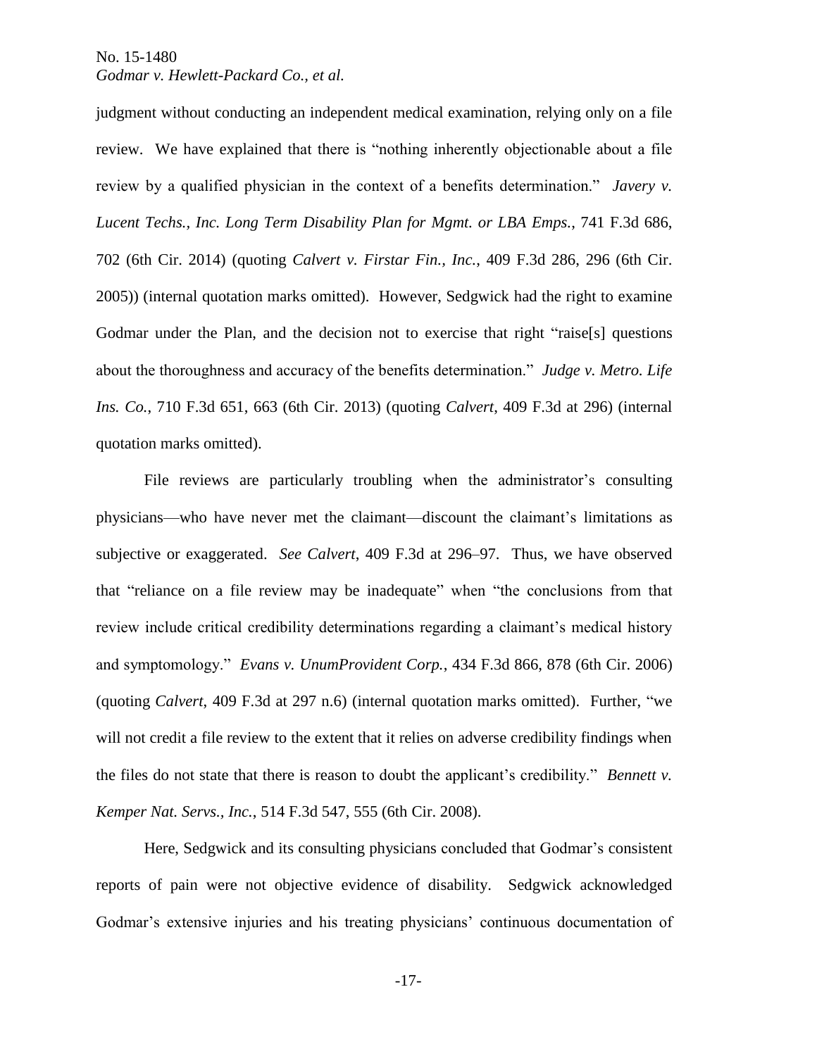judgment without conducting an independent medical examination, relying only on a file review. We have explained that there is "nothing inherently objectionable about a file review by a qualified physician in the context of a benefits determination." *Javery v. Lucent Techs., Inc. Long Term Disability Plan for Mgmt. or LBA Emps.*, 741 F.3d 686, 702 (6th Cir. 2014) (quoting *Calvert v. Firstar Fin., Inc.*, 409 F.3d 286, 296 (6th Cir. 2005)) (internal quotation marks omitted). However, Sedgwick had the right to examine Godmar under the Plan, and the decision not to exercise that right "raise[s] questions about the thoroughness and accuracy of the benefits determination." *Judge v. Metro. Life Ins. Co.*, 710 F.3d 651, 663 (6th Cir. 2013) (quoting *Calvert*, 409 F.3d at 296) (internal quotation marks omitted).

File reviews are particularly troubling when the administrator's consulting physicians—who have never met the claimant—discount the claimant's limitations as subjective or exaggerated. *See Calvert*, 409 F.3d at 296–97. Thus, we have observed that "reliance on a file review may be inadequate" when "the conclusions from that review include critical credibility determinations regarding a claimant's medical history and symptomology." *Evans v. UnumProvident Corp.*, 434 F.3d 866, 878 (6th Cir. 2006) (quoting *Calvert*, 409 F.3d at 297 n.6) (internal quotation marks omitted). Further, "we will not credit a file review to the extent that it relies on adverse credibility findings when the files do not state that there is reason to doubt the applicant's credibility." *Bennett v. Kemper Nat. Servs., Inc.*, 514 F.3d 547, 555 (6th Cir. 2008).

Here, Sedgwick and its consulting physicians concluded that Godmar's consistent reports of pain were not objective evidence of disability. Sedgwick acknowledged Godmar's extensive injuries and his treating physicians' continuous documentation of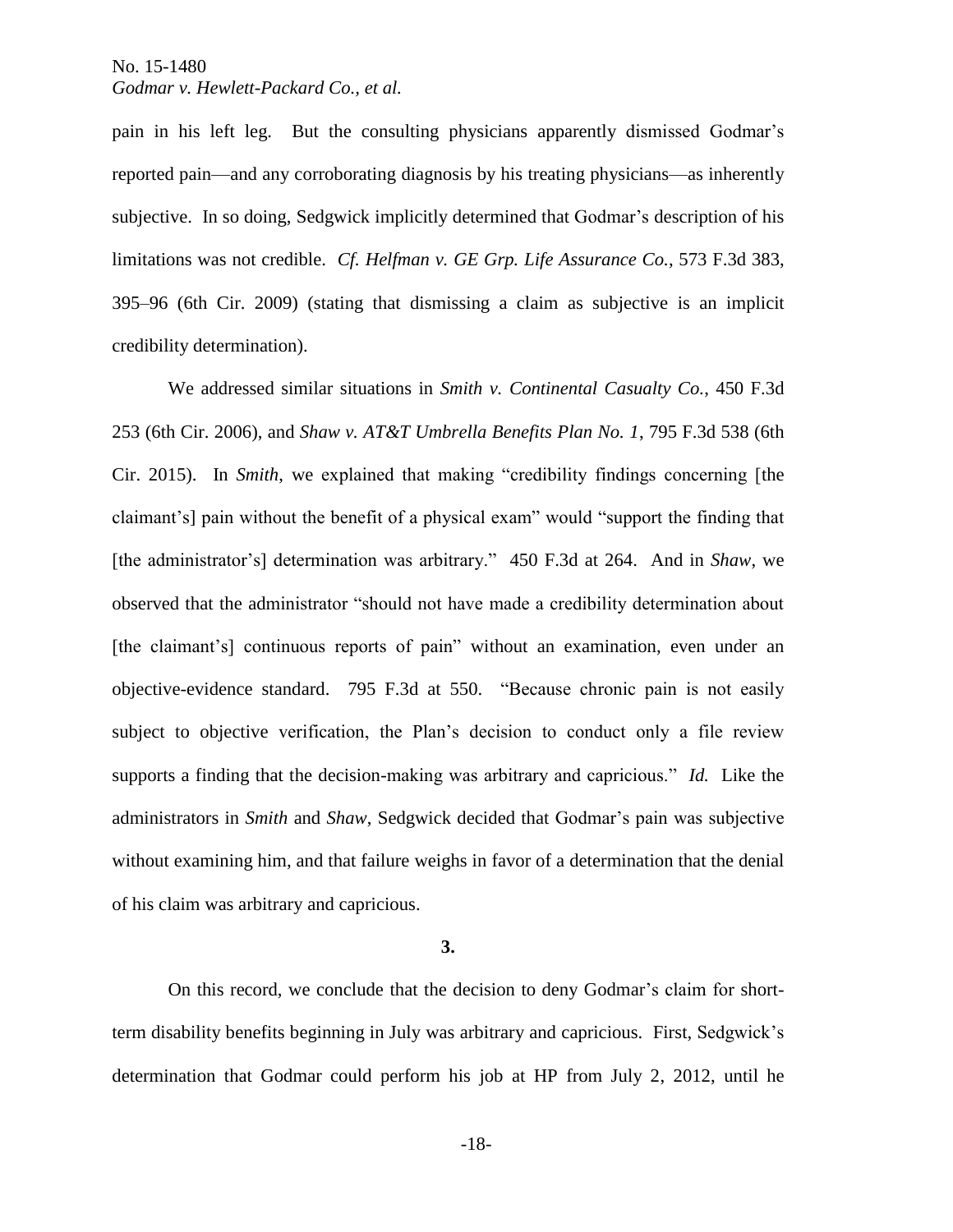pain in his left leg. But the consulting physicians apparently dismissed Godmar's reported pain—and any corroborating diagnosis by his treating physicians—as inherently subjective. In so doing, Sedgwick implicitly determined that Godmar's description of his limitations was not credible. *Cf. Helfman v. GE Grp. Life Assurance Co.*, 573 F.3d 383, 395–96 (6th Cir. 2009) (stating that dismissing a claim as subjective is an implicit credibility determination).

We addressed similar situations in *Smith v. Continental Casualty Co.*, 450 F.3d 253 (6th Cir. 2006), and *Shaw v. AT&T Umbrella Benefits Plan No. 1*, 795 F.3d 538 (6th Cir. 2015). In *Smith*, we explained that making "credibility findings concerning [the claimant's] pain without the benefit of a physical exam" would "support the finding that [the administrator's] determination was arbitrary." 450 F.3d at 264. And in *Shaw*, we observed that the administrator "should not have made a credibility determination about [the claimant's] continuous reports of pain" without an examination, even under an objective-evidence standard. 795 F.3d at 550. "Because chronic pain is not easily subject to objective verification, the Plan's decision to conduct only a file review supports a finding that the decision-making was arbitrary and capricious." *Id.* Like the administrators in *Smith* and *Shaw*, Sedgwick decided that Godmar's pain was subjective without examining him, and that failure weighs in favor of a determination that the denial of his claim was arbitrary and capricious.

**3.**

On this record, we conclude that the decision to deny Godmar's claim for short-term disability benefits beginning in July was arbitrary and capricious. First, Sedgwick's determination that Godmar could perform his job at HP from July 2, 2012, until he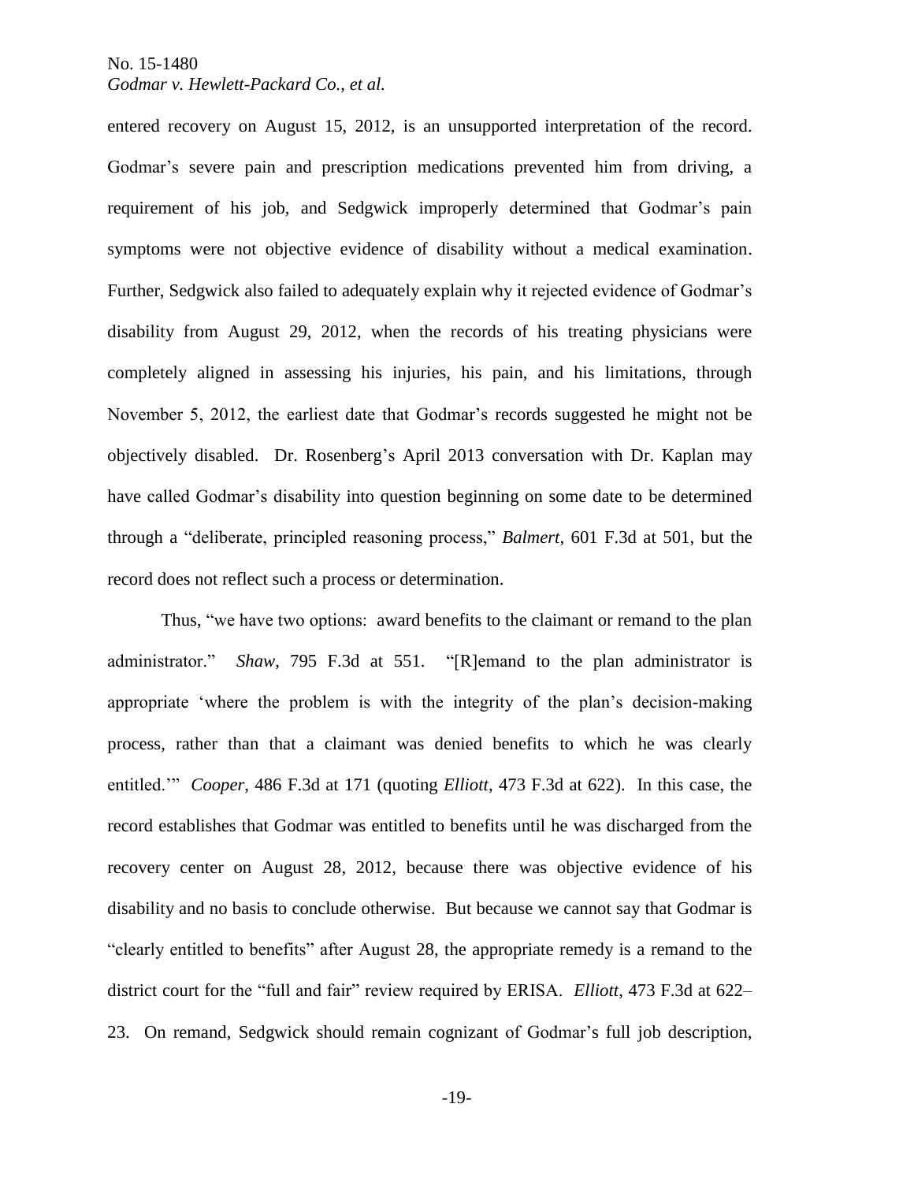entered recovery on August 15, 2012, is an unsupported interpretation of the record. Godmar's severe pain and prescription medications prevented him from driving, a requirement of his job, and Sedgwick improperly determined that Godmar's pain symptoms were not objective evidence of disability without a medical examination. Further, Sedgwick also failed to adequately explain why it rejected evidence of Godmar's disability from August 29, 2012, when the records of his treating physicians were completely aligned in assessing his injuries, his pain, and his limitations, through November 5, 2012, the earliest date that Godmar's records suggested he might not be objectively disabled. Dr. Rosenberg's April 2013 conversation with Dr. Kaplan may have called Godmar's disability into question beginning on some date to be determined through a "deliberate, principled reasoning process," *Balmert*, 601 F.3d at 501, but the record does not reflect such a process or determination.

Thus, "we have two options: award benefits to the claimant or remand to the plan administrator." *Shaw*, 795 F.3d at 551. "[R]emand to the plan administrator is appropriate 'where the problem is with the integrity of the plan's decision-making process, rather than that a claimant was denied benefits to which he was clearly entitled.'" *Cooper*, 486 F.3d at 171 (quoting *Elliott*, 473 F.3d at 622). In this case, the record establishes that Godmar was entitled to benefits until he was discharged from the recovery center on August 28, 2012, because there was objective evidence of his disability and no basis to conclude otherwise. But because we cannot say that Godmar is "clearly entitled to benefits" after August 28, the appropriate remedy is a remand to the district court for the "full and fair" review required by ERISA. *Elliott*, 473 F.3d at 622–23. On remand, Sedgwick should remain cognizant of Godmar's full job description,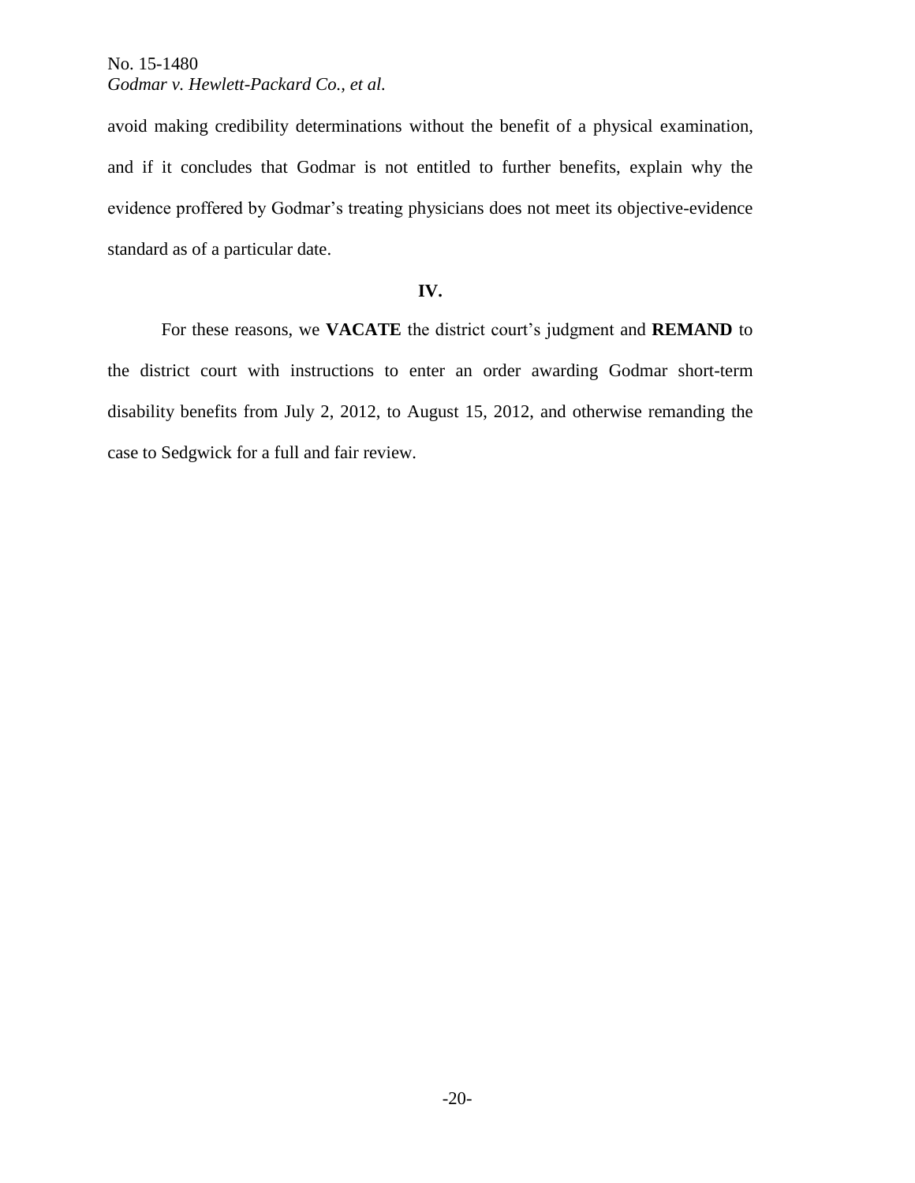avoid making credibility determinations without the benefit of a physical examination, and if it concludes that Godmar is not entitled to further benefits, explain why the evidence proffered by Godmar's treating physicians does not meet its objective-evidence standard as of a particular date.

## IV.

For these reasons, we **VACATE** the district court's judgment and **REMAND** to the district court with instructions to enter an order awarding Godmar short-term disability benefits from July 2, 2012, to August 15, 2012, and otherwise remanding the case to Sedgwick for a full and fair review.